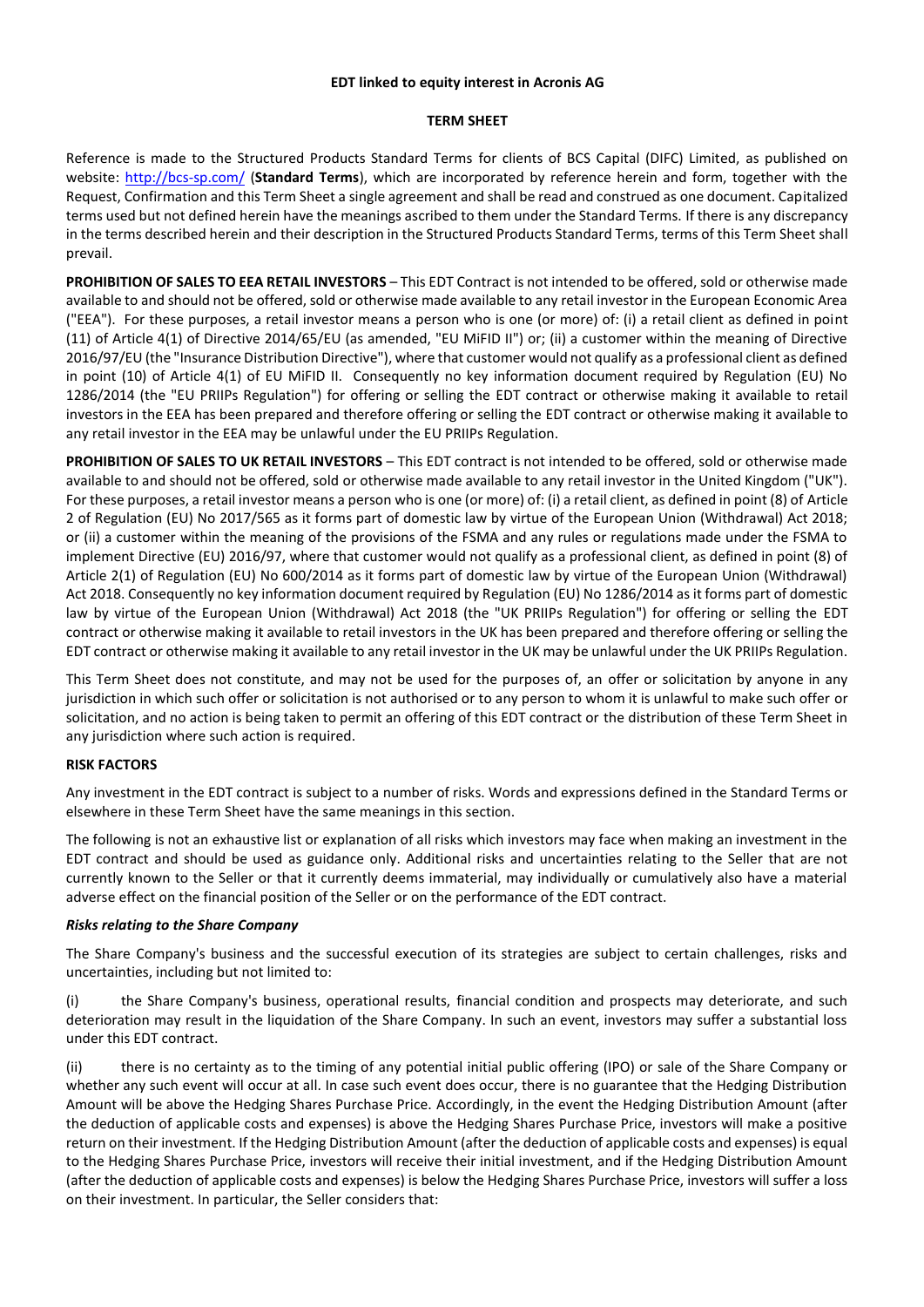**EDT linked to equity interest in Acronis AG**

**TERM SHEET**

Reference is made to the Structured Products Standard Terms for clients of BCS Capital (DIFC) Limited, as published on website: http://bcs-sp.com/ (**Standard Terms**), which are incorporated by reference herein and form, together with the Request, Confirmation and this Term Sheet a single agreement and shall be read and construed as one document. Capitalized terms used but not defined herein have the meanings ascribed to them under the Standard Terms. If there is any discrepancy in the terms described herein and their description in the Structured Products Standard Terms, terms of this Term Sheet shall prevail.

**PROHIBITION OF SALES TO EEA RETAIL INVESTORS** – This EDT Contract is not intended to be offered, sold or otherwise made available to and should not be offered, sold or otherwise made available to any retail investor in the European Economic Area ("EEA"). For these purposes, a retail investor means a person who is one (or more) of: (i) a retail client as defined in point (11) of Article 4(1) of Directive 2014/65/EU (as amended, "EU MiFID II") or; (ii) a customer within the meaning of Directive 2016/97/EU (the "Insurance Distribution Directive"), where that customer would not qualify as a professional client as defined in point (10) of Article 4(1) of EU MiFID II. Consequently no key information document required by Regulation (EU) No 1286/2014 (the "EU PRIIPs Regulation") for offering or selling the EDT contract or otherwise making it available to retail investors in the EEA has been prepared and therefore offering or selling the EDT contract or otherwise making it available to any retail investor in the EEA may be unlawful under the EU PRIIPs Regulation.

**PROHIBITION OF SALES TO UK RETAIL INVESTORS** – This EDT contract is not intended to be offered, sold or otherwise made available to and should not be offered, sold or otherwise made available to any retail investor in the United Kingdom ("UK"). For these purposes, a retail investor means a person who is one (or more) of: (i) a retail client, as defined in point (8) of Article 2 of Regulation (EU) No 2017/565 as it forms part of domestic law by virtue of the European Union (Withdrawal) Act 2018; or (ii) a customer within the meaning of the provisions of the FSMA and any rules or regulations made under the FSMA to implement Directive (EU) 2016/97, where that customer would not qualify as a professional client, as defined in point (8) of Article 2(1) of Regulation (EU) No 600/2014 as it forms part of domestic law by virtue of the European Union (Withdrawal) Act 2018. Consequently no key information document required by Regulation (EU) No 1286/2014 as it forms part of domestic law by virtue of the European Union (Withdrawal) Act 2018 (the "UK PRIIPs Regulation") for offering or selling the EDT contract or otherwise making it available to retail investors in the UK has been prepared and therefore offering or selling the EDT contract or otherwise making it available to any retail investor in the UK may be unlawful under the UK PRIIPs Regulation.

This Term Sheet does not constitute, and may not be used for the purposes of, an offer or solicitation by anyone in any jurisdiction in which such offer or solicitation is not authorised or to any person to whom it is unlawful to make such offer or solicitation, and no action is being taken to permit an offering of this EDT contract or the distribution of these Term Sheet in any jurisdiction where such action is required.

**RISK FACTORS**

Any investment in the EDT contract is subject to a number of risks. Words and expressions defined in the Standard Terms or elsewhere in these Term Sheet have the same meanings in this section.

The following is not an exhaustive list or explanation of all risks which investors may face when making an investment in the EDT contract and should be used as guidance only. Additional risks and uncertainties relating to the Seller that are not currently known to the Seller or that it currently deems immaterial, may individually or cumulatively also have a material adverse effect on the financial position of the Seller or on the performance of the EDT contract.

***Risks relating to the Share Company***

The Share Company's business and the successful execution of its strategies are subject to certain challenges, risks and uncertainties, including but not limited to:

(i) the Share Company's business, operational results, financial condition and prospects may deteriorate, and such deterioration may result in the liquidation of the Share Company. In such an event, investors may suffer a substantial loss under this EDT contract.

(ii) there is no certainty as to the timing of any potential initial public offering (IPO) or sale of the Share Company or whether any such event will occur at all. In case such event does occur, there is no guarantee that the Hedging Distribution Amount will be above the Hedging Shares Purchase Price. Accordingly, in the event the Hedging Distribution Amount (after the deduction of applicable costs and expenses) is above the Hedging Shares Purchase Price, investors will make a positive return on their investment. If the Hedging Distribution Amount (after the deduction of applicable costs and expenses) is equal to the Hedging Shares Purchase Price, investors will receive their initial investment, and if the Hedging Distribution Amount (after the deduction of applicable costs and expenses) is below the Hedging Shares Purchase Price, investors will suffer a loss on their investment. In particular, the Seller considers that: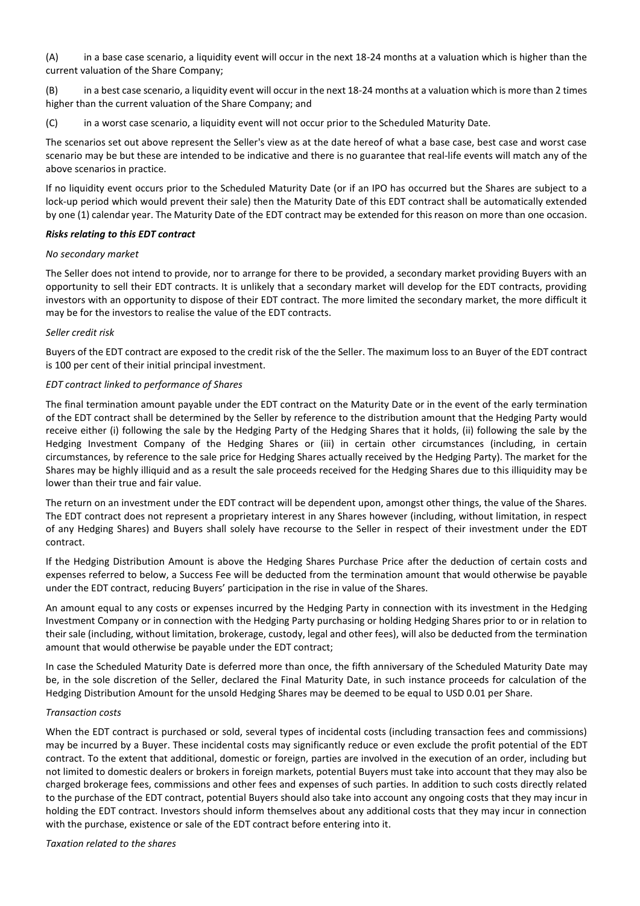(A) in a base case scenario, a liquidity event will occur in the next 18-24 months at a valuation which is higher than the current valuation of the Share Company;

(B) in a best case scenario, a liquidity event will occur in the next 18-24 months at a valuation which is more than 2 times higher than the current valuation of the Share Company; and

(C) in a worst case scenario, a liquidity event will not occur prior to the Scheduled Maturity Date.

The scenarios set out above represent the Seller's view as at the date hereof of what a base case, best case and worst case scenario may be but these are intended to be indicative and there is no guarantee that real-life events will match any of the above scenarios in practice.

If no liquidity event occurs prior to the Scheduled Maturity Date (or if an IPO has occurred but the Shares are subject to a lock-up period which would prevent their sale) then the Maturity Date of this EDT contract shall be automatically extended by one (1) calendar year. The Maturity Date of the EDT contract may be extended for this reason on more than one occasion.

***Risks relating to this EDT contract***

*No secondary market*

The Seller does not intend to provide, nor to arrange for there to be provided, a secondary market providing Buyers with an opportunity to sell their EDT contracts. It is unlikely that a secondary market will develop for the EDT contracts, providing investors with an opportunity to dispose of their EDT contract. The more limited the secondary market, the more difficult it may be for the investors to realise the value of the EDT contracts.

*Seller credit risk*

Buyers of the EDT contract are exposed to the credit risk of the the Seller. The maximum loss to an Buyer of the EDT contract is 100 per cent of their initial principal investment.

*EDT contract linked to performance of Shares*

The final termination amount payable under the EDT contract on the Maturity Date or in the event of the early termination of the EDT contract shall be determined by the Seller by reference to the distribution amount that the Hedging Party would receive either (i) following the sale by the Hedging Party of the Hedging Shares that it holds, (ii) following the sale by the Hedging Investment Company of the Hedging Shares or (iii) in certain other circumstances (including, in certain circumstances, by reference to the sale price for Hedging Shares actually received by the Hedging Party). The market for the Shares may be highly illiquid and as a result the sale proceeds received for the Hedging Shares due to this illiquidity may be lower than their true and fair value.

The return on an investment under the EDT contract will be dependent upon, amongst other things, the value of the Shares. The EDT contract does not represent a proprietary interest in any Shares however (including, without limitation, in respect of any Hedging Shares) and Buyers shall solely have recourse to the Seller in respect of their investment under the EDT contract.

If the Hedging Distribution Amount is above the Hedging Shares Purchase Price after the deduction of certain costs and expenses referred to below, a Success Fee will be deducted from the termination amount that would otherwise be payable under the EDT contract, reducing Buyers' participation in the rise in value of the Shares.

An amount equal to any costs or expenses incurred by the Hedging Party in connection with its investment in the Hedging Investment Company or in connection with the Hedging Party purchasing or holding Hedging Shares prior to or in relation to their sale (including, without limitation, brokerage, custody, legal and other fees), will also be deducted from the termination amount that would otherwise be payable under the EDT contract;

In case the Scheduled Maturity Date is deferred more than once, the fifth anniversary of the Scheduled Maturity Date may be, in the sole discretion of the Seller, declared the Final Maturity Date, in such instance proceeds for calculation of the Hedging Distribution Amount for the unsold Hedging Shares may be deemed to be equal to USD 0.01 per Share.

*Transaction costs*

When the EDT contract is purchased or sold, several types of incidental costs (including transaction fees and commissions) may be incurred by a Buyer. These incidental costs may significantly reduce or even exclude the profit potential of the EDT contract. To the extent that additional, domestic or foreign, parties are involved in the execution of an order, including but not limited to domestic dealers or brokers in foreign markets, potential Buyers must take into account that they may also be charged brokerage fees, commissions and other fees and expenses of such parties. In addition to such costs directly related to the purchase of the EDT contract, potential Buyers should also take into account any ongoing costs that they may incur in holding the EDT contract. Investors should inform themselves about any additional costs that they may incur in connection with the purchase, existence or sale of the EDT contract before entering into it.

*Taxation related to the shares*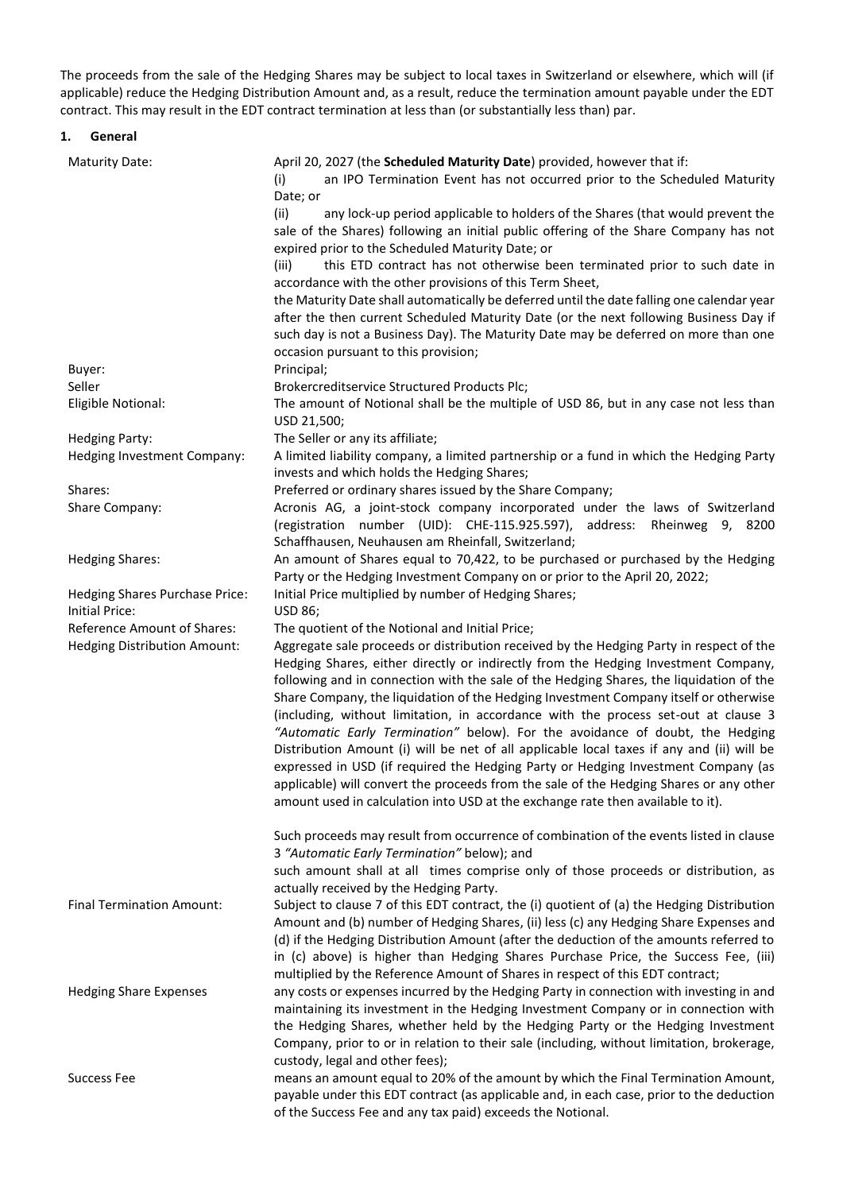The proceeds from the sale of the Hedging Shares may be subject to local taxes in Switzerland or elsewhere, which will (if applicable) reduce the Hedging Distribution Amount and, as a result, reduce the termination amount payable under the EDT contract. This may result in the EDT contract termination at less than (or substantially less than) par.

## 1. General

| | |
|---|---|
| Maturity Date: | April 20, 2027 (the **Scheduled Maturity Date**) provided, however that if: (i) an IPO Termination Event has not occurred prior to the Scheduled Maturity Date; or (ii) any lock-up period applicable to holders of the Shares (that would prevent the sale of the Shares) following an initial public offering of the Share Company has not expired prior to the Scheduled Maturity Date; or (iii) this ETD contract has not otherwise been terminated prior to such date in accordance with the other provisions of this Term Sheet, the Maturity Date shall automatically be deferred until the date falling one calendar year after the then current Scheduled Maturity Date (or the next following Business Day if such day is not a Business Day). The Maturity Date may be deferred on more than one occasion pursuant to this provision; |
| Buyer: | Principal; |
| Seller | Brokercreditservice Structured Products Plc; |
| Eligible Notional: | The amount of Notional shall be the multiple of USD 86, but in any case not less than USD 21,500; |
| Hedging Party: | The Seller or any its affiliate; |
| Hedging Investment Company: | A limited liability company, a limited partnership or a fund in which the Hedging Party invests and which holds the Hedging Shares; |
| Shares: | Preferred or ordinary shares issued by the Share Company; |
| Share Company: | Acronis AG, a joint-stock company incorporated under the laws of Switzerland (registration number (UID): CHE-115.925.597), address: Rheinweg 9, 8200 Schaffhausen, Neuhausen am Rheinfall, Switzerland; |
| Hedging Shares: | An amount of Shares equal to 70,422, to be purchased or purchased by the Hedging Party or the Hedging Investment Company on or prior to the April 20, 2022; |
| Hedging Shares Purchase Price: | Initial Price multiplied by number of Hedging Shares; |
| Initial Price: | USD 86; |
| Reference Amount of Shares: | The quotient of the Notional and Initial Price; |
| Hedging Distribution Amount: | Aggregate sale proceeds or distribution received by the Hedging Party in respect of the Hedging Shares, either directly or indirectly from the Hedging Investment Company, following and in connection with the sale of the Hedging Shares, the liquidation of the Share Company, the liquidation of the Hedging Investment Company itself or otherwise (including, without limitation, in accordance with the process set-out at clause 3 *"Automatic Early Termination"* below). For the avoidance of doubt, the Hedging Distribution Amount (i) will be net of all applicable local taxes if any and (ii) will be expressed in USD (if required the Hedging Party or Hedging Investment Company (as applicable) will convert the proceeds from the sale of the Hedging Shares or any other amount used in calculation into USD at the exchange rate then available to it).<br><br>Such proceeds may result from occurrence of combination of the events listed in clause 3 *"Automatic Early Termination"* below); and<br>such amount shall at all times comprise only of those proceeds or distribution, as actually received by the Hedging Party. |
| Final Termination Amount: | Subject to clause 7 of this EDT contract, the (i) quotient of (a) the Hedging Distribution Amount and (b) number of Hedging Shares, (ii) less (c) any Hedging Share Expenses and (d) if the Hedging Distribution Amount (after the deduction of the amounts referred to in (c) above) is higher than Hedging Shares Purchase Price, the Success Fee, (iii) multiplied by the Reference Amount of Shares in respect of this EDT contract; |
| Hedging Share Expenses | any costs or expenses incurred by the Hedging Party in connection with investing in and maintaining its investment in the Hedging Investment Company or in connection with the Hedging Shares, whether held by the Hedging Party or the Hedging Investment Company, prior to or in relation to their sale (including, without limitation, brokerage, custody, legal and other fees); |
| Success Fee | means an amount equal to 20% of the amount by which the Final Termination Amount, payable under this EDT contract (as applicable and, in each case, prior to the deduction of the Success Fee and any tax paid) exceeds the Notional. |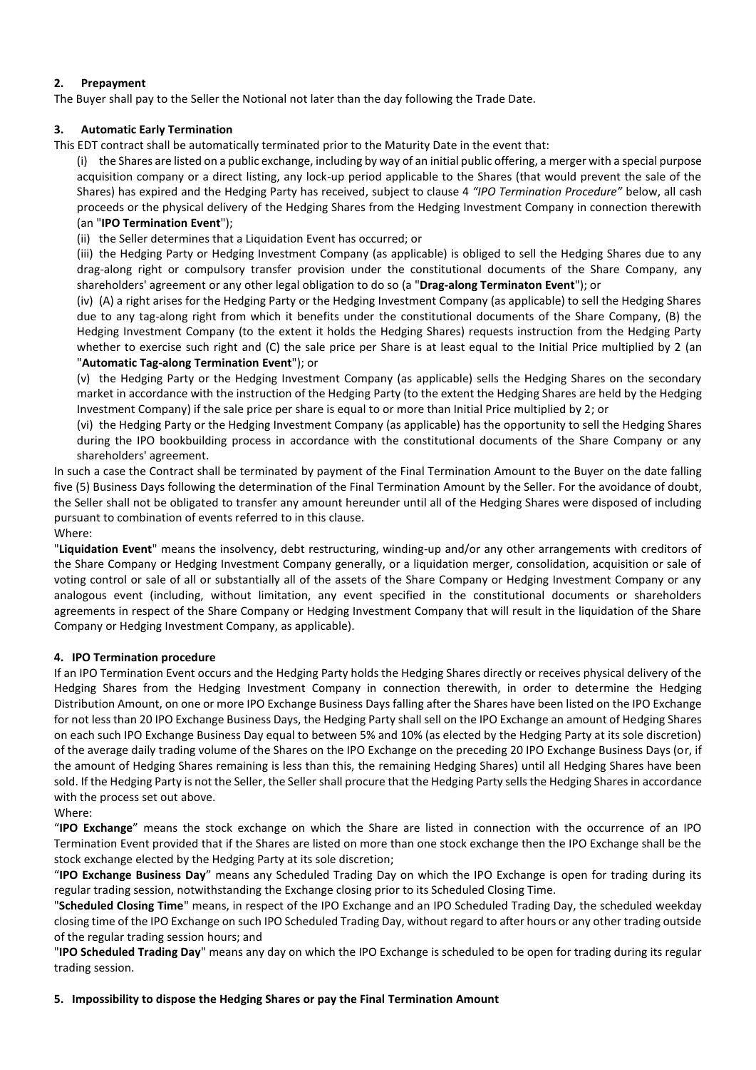## 2. Prepayment

The Buyer shall pay to the Seller the Notional not later than the day following the Trade Date.

## 3. Automatic Early Termination

This EDT contract shall be automatically terminated prior to the Maturity Date in the event that:

(i) the Shares are listed on a public exchange, including by way of an initial public offering, a merger with a special purpose acquisition company or a direct listing, any lock-up period applicable to the Shares (that would prevent the sale of the Shares) has expired and the Hedging Party has received, subject to clause 4 *"IPO Termination Procedure"* below, all cash proceeds or the physical delivery of the Hedging Shares from the Hedging Investment Company in connection therewith (an "**IPO Termination Event**");

(ii) the Seller determines that a Liquidation Event has occurred; or

(iii) the Hedging Party or Hedging Investment Company (as applicable) is obliged to sell the Hedging Shares due to any drag-along right or compulsory transfer provision under the constitutional documents of the Share Company, any shareholders' agreement or any other legal obligation to do so (a "**Drag-along Terminaton Event**"); or

(iv) (A) a right arises for the Hedging Party or the Hedging Investment Company (as applicable) to sell the Hedging Shares due to any tag-along right from which it benefits under the constitutional documents of the Share Company, (B) the Hedging Investment Company (to the extent it holds the Hedging Shares) requests instruction from the Hedging Party whether to exercise such right and (C) the sale price per Share is at least equal to the Initial Price multiplied by 2 (an "**Automatic Tag-along Termination Event**"); or

(v) the Hedging Party or the Hedging Investment Company (as applicable) sells the Hedging Shares on the secondary market in accordance with the instruction of the Hedging Party (to the extent the Hedging Shares are held by the Hedging Investment Company) if the sale price per share is equal to or more than Initial Price multiplied by 2; or

(vi) the Hedging Party or the Hedging Investment Company (as applicable) has the opportunity to sell the Hedging Shares during the IPO bookbuilding process in accordance with the constitutional documents of the Share Company or any shareholders' agreement.

In such a case the Contract shall be terminated by payment of the Final Termination Amount to the Buyer on the date falling five (5) Business Days following the determination of the Final Termination Amount by the Seller. For the avoidance of doubt, the Seller shall not be obligated to transfer any amount hereunder until all of the Hedging Shares were disposed of including pursuant to combination of events referred to in this clause.

Where:

"**Liquidation Event**" means the insolvency, debt restructuring, winding-up and/or any other arrangements with creditors of the Share Company or Hedging Investment Company generally, or a liquidation merger, consolidation, acquisition or sale of voting control or sale of all or substantially all of the assets of the Share Company or Hedging Investment Company or any analogous event (including, without limitation, any event specified in the constitutional documents or shareholders agreements in respect of the Share Company or Hedging Investment Company that will result in the liquidation of the Share Company or Hedging Investment Company, as applicable).

## 4. IPO Termination procedure

If an IPO Termination Event occurs and the Hedging Party holds the Hedging Shares directly or receives physical delivery of the Hedging Shares from the Hedging Investment Company in connection therewith, in order to determine the Hedging Distribution Amount, on one or more IPO Exchange Business Days falling after the Shares have been listed on the IPO Exchange for not less than 20 IPO Exchange Business Days, the Hedging Party shall sell on the IPO Exchange an amount of Hedging Shares on each such IPO Exchange Business Day equal to between 5% and 10% (as elected by the Hedging Party at its sole discretion) of the average daily trading volume of the Shares on the IPO Exchange on the preceding 20 IPO Exchange Business Days (or, if the amount of Hedging Shares remaining is less than this, the remaining Hedging Shares) until all Hedging Shares have been sold. If the Hedging Party is not the Seller, the Seller shall procure that the Hedging Party sells the Hedging Shares in accordance with the process set out above.

Where:

"**IPO Exchange**" means the stock exchange on which the Share are listed in connection with the occurrence of an IPO Termination Event provided that if the Shares are listed on more than one stock exchange then the IPO Exchange shall be the stock exchange elected by the Hedging Party at its sole discretion;

"**IPO Exchange Business Day**" means any Scheduled Trading Day on which the IPO Exchange is open for trading during its regular trading session, notwithstanding the Exchange closing prior to its Scheduled Closing Time.

"**Scheduled Closing Time**" means, in respect of the IPO Exchange and an IPO Scheduled Trading Day, the scheduled weekday closing time of the IPO Exchange on such IPO Scheduled Trading Day, without regard to after hours or any other trading outside of the regular trading session hours; and

"**IPO Scheduled Trading Day**" means any day on which the IPO Exchange is scheduled to be open for trading during its regular trading session.

## 5. Impossibility to dispose the Hedging Shares or pay the Final Termination Amount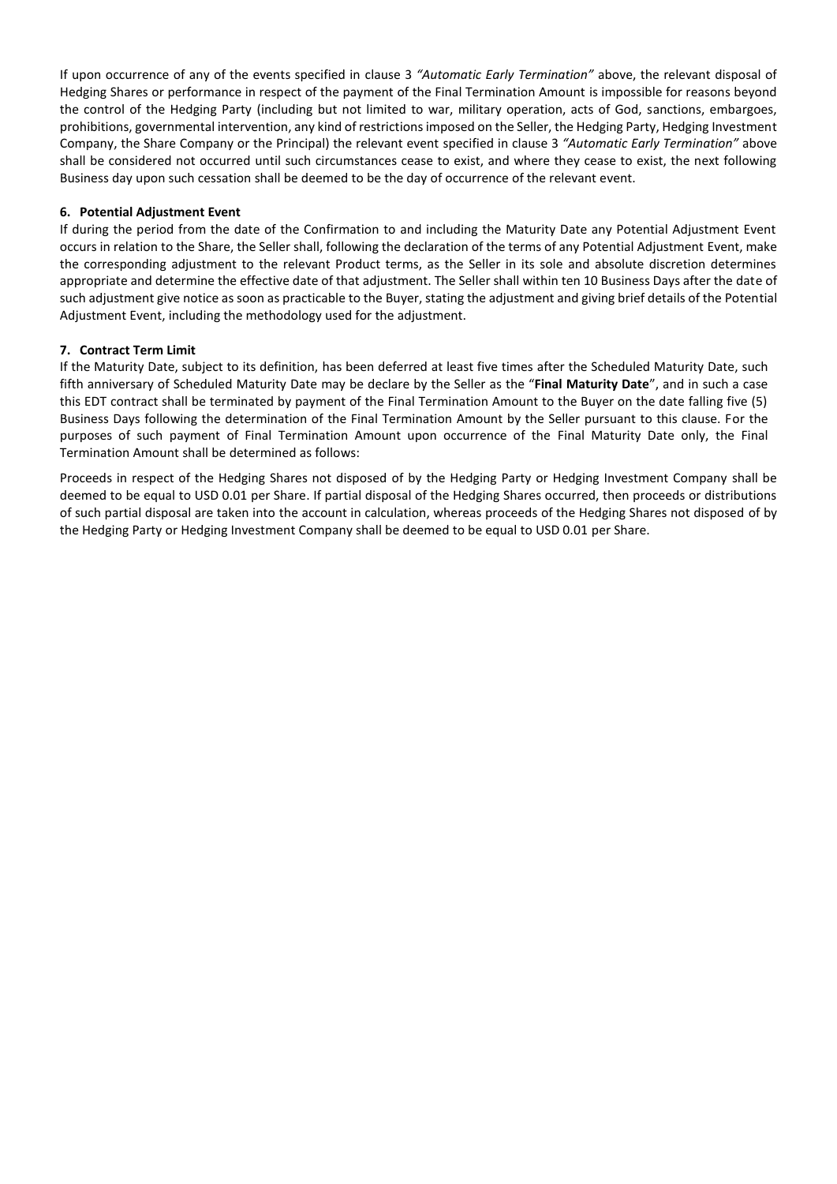If upon occurrence of any of the events specified in clause 3 *"Automatic Early Termination"* above, the relevant disposal of Hedging Shares or performance in respect of the payment of the Final Termination Amount is impossible for reasons beyond the control of the Hedging Party (including but not limited to war, military operation, acts of God, sanctions, embargoes, prohibitions, governmental intervention, any kind of restrictions imposed on the Seller, the Hedging Party, Hedging Investment Company, the Share Company or the Principal) the relevant event specified in clause 3 *"Automatic Early Termination"* above shall be considered not occurred until such circumstances cease to exist, and where they cease to exist, the next following Business day upon such cessation shall be deemed to be the day of occurrence of the relevant event.

**6. Potential Adjustment Event**

If during the period from the date of the Confirmation to and including the Maturity Date any Potential Adjustment Event occurs in relation to the Share, the Seller shall, following the declaration of the terms of any Potential Adjustment Event, make the corresponding adjustment to the relevant Product terms, as the Seller in its sole and absolute discretion determines appropriate and determine the effective date of that adjustment. The Seller shall within ten 10 Business Days after the date of such adjustment give notice as soon as practicable to the Buyer, stating the adjustment and giving brief details of the Potential Adjustment Event, including the methodology used for the adjustment.

**7. Contract Term Limit**

If the Maturity Date, subject to its definition, has been deferred at least five times after the Scheduled Maturity Date, such fifth anniversary of Scheduled Maturity Date may be declare by the Seller as the "**Final Maturity Date**", and in such a case this EDT contract shall be terminated by payment of the Final Termination Amount to the Buyer on the date falling five (5) Business Days following the determination of the Final Termination Amount by the Seller pursuant to this clause. For the purposes of such payment of Final Termination Amount upon occurrence of the Final Maturity Date only, the Final Termination Amount shall be determined as follows:

Proceeds in respect of the Hedging Shares not disposed of by the Hedging Party or Hedging Investment Company shall be deemed to be equal to USD 0.01 per Share. If partial disposal of the Hedging Shares occurred, then proceeds or distributions of such partial disposal are taken into the account in calculation, whereas proceeds of the Hedging Shares not disposed of by the Hedging Party or Hedging Investment Company shall be deemed to be equal to USD 0.01 per Share.